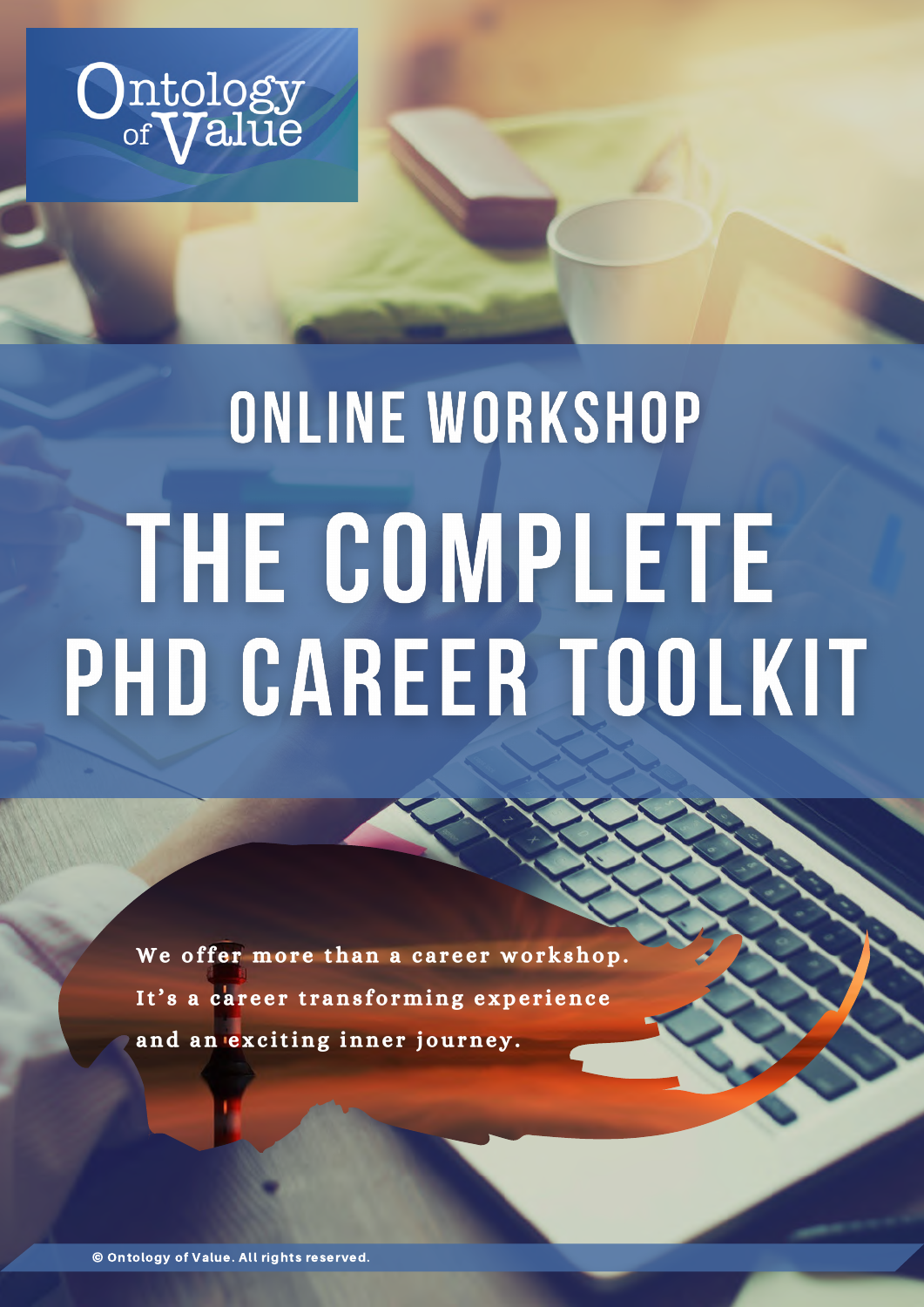Ontology of Value

## ONLINE WORKSHOP

# THE COMPLETE PHD CAREER TOOLKIT

**We offer more than a career workshop. It's a career transforming experience and an exciting inner journey.**

© Ontology of Value. All rights reserved.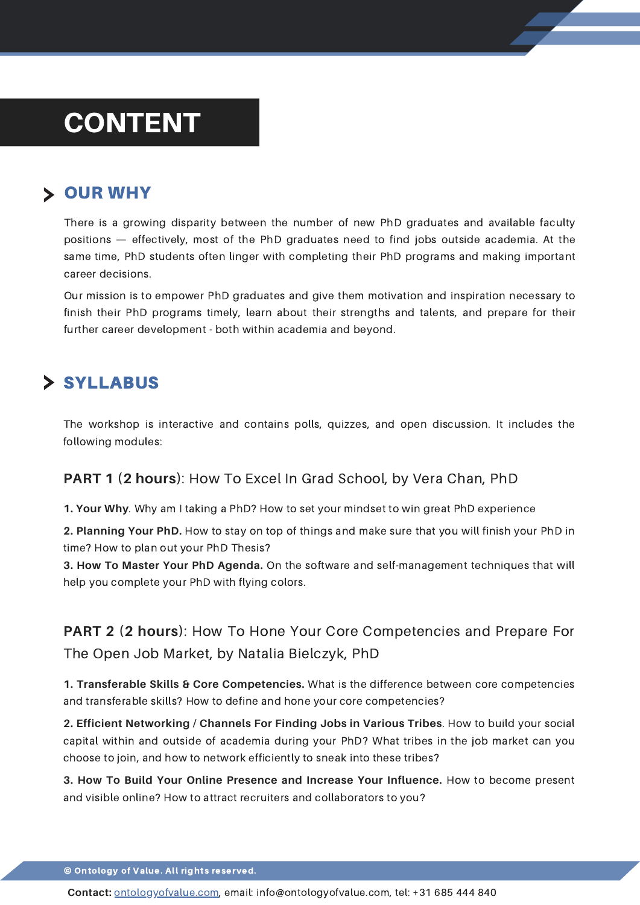# CONTENT

## OUR WHY

There is a growing disparity between the number of new PhD graduates and available faculty positions — effectively, most of the PhD graduates need to find jobs outside academia. At the same time, PhD students often linger with completing their PhD programs and making important career decisions.

Our mission is to empower PhD graduates and give them motivation and inspiration necessary to finish their PhD programs timely, learn about their strengths and talents, and prepare for their further career development - both within academia and beyond.

## SYLLABUS

The workshop is interactive and contains polls, quizzes, and open discussion. It includes the following modules:

### **PART 1** (**2 hours**): How To Excel In Grad School, by Vera Chan, PhD

**1. Your Why**. Why am I taking a PhD? How to set your mindset to win great PhD experience

**2. Planning Your PhD.** How to stay on top of things and make sure that you will finish your PhD in time? How to plan out your PhD Thesis?

**3. How To Master Your PhD Agenda.** On the software and self-management techniques that will help you complete your PhD with flying colors.

### **PART 2** (**2 hours**): How To Hone Your Core Competencies and Prepare For The Open Job Market, by Natalia Bielczyk, PhD

**1. Transferable Skills & Core Competencies.** What is the difference between core competencies and transferable skills? How to define and hone your core competencies?

**2. Efficient Networking / Channels For Finding Jobs in Various Tribes**. How to build your social capital within and outside of academia during your PhD? What tribes in the job market can you choose to join, and how to network efficiently to sneak into these tribes?

**3. How To Build Your Online Presence and Increase Your Influence.** How to become present and visible online? How to attract recruiters and collaborators to you?

© Ontology of Value. All rights reserved.

**Contact:** ontologyofvalue.com, email: info@ontologyofvalue.com, tel: +31 685 444 840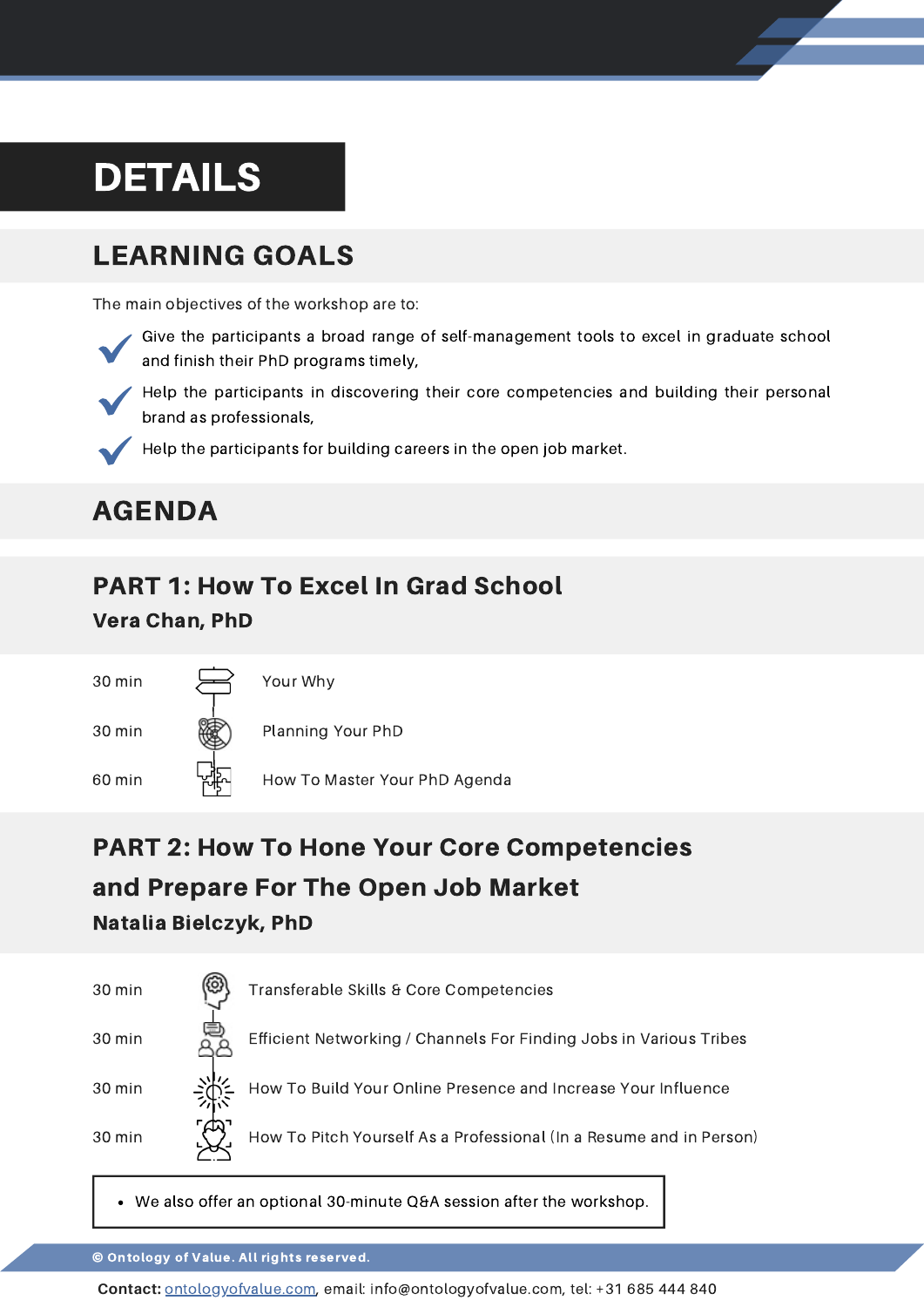# DETAILS

## LEARNING GOALS

The main objectives of the workshop are to:

- Give the participants a broad range of self-management tools to excel in graduate school and finish their PhD programs timely,
- Help the participants in discovering their core competencies and building their personal brand as professionals,
- Help the participants for building careers in the open job market.

## AGENDA

### PART 1: How To Excel In Grad School

**Vera Chan, PhD**

| | |
|---|---|
| 30 min | Your Why |
| 30 min | Planning Your PhD |
| 60 min | How To Master Your PhD Agenda |

### PART 2: How To Hone Your Core Competencies and Prepare For The Open Job Market

**Natalia Bielczyk, PhD**

| | |
|---|---|
| 30 min | Transferable Skills & Core Competencies |
| 30 min | Efficient Networking / Channels For Finding Jobs in Various Tribes |
| 30 min | How To Build Your Online Presence and Increase Your Influence |
| 30 min | How To Pitch Yourself As a Professional (In a Resume and in Person) |

- We also offer an optional 30-minute Q&A session after the workshop.

**© Ontology of Value. All rights reserved.**

**Contact:** ontologyofvalue.com, email: info@ontologyofvalue.com, tel: +31 685 444 840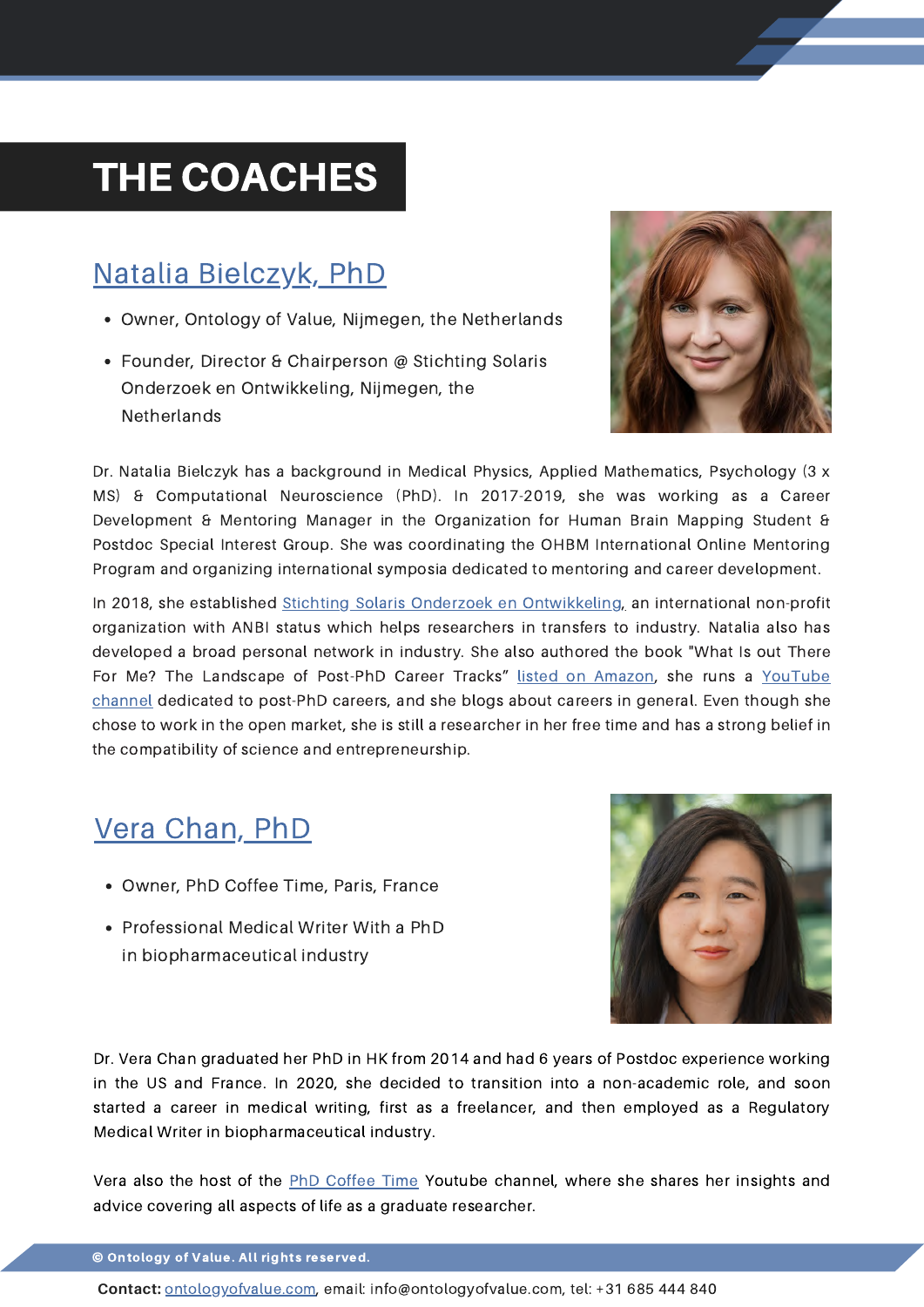# THE COACHES

## Natalia Bielczyk, PhD

- Owner, Ontology of Value, Nijmegen, the Netherlands
- Founder, Director & Chairperson @ Stichting Solaris Onderzoek en Ontwikkeling, Nijmegen, the Netherlands

Dr. Natalia Bielczyk has a background in Medical Physics, Applied Mathematics, Psychology (3 x MS) & Computational Neuroscience (PhD). In 2017-2019, she was working as a Career Development & Mentoring Manager in the Organization for Human Brain Mapping Student & Postdoc Special Interest Group. She was coordinating the OHBM International Online Mentoring Program and organizing international symposia dedicated to mentoring and career development.

In 2018, she established Stichting Solaris Onderzoek en Ontwikkeling, an international non-profit organization with ANBI status which helps researchers in transfers to industry. Natalia also has developed a broad personal network in industry. She also authored the book "What Is out There For Me? The Landscape of Post-PhD Career Tracks" listed on Amazon, she runs a YouTube channel dedicated to post-PhD careers, and she blogs about careers in general. Even though she chose to work in the open market, she is still a researcher in her free time and has a strong belief in the compatibility of science and entrepreneurship.

## Vera Chan, PhD

- Owner, PhD Coffee Time, Paris, France
- Professional Medical Writer With a PhD in biopharmaceutical industry

Dr. Vera Chan graduated her PhD in HK from 2014 and had 6 years of Postdoc experience working in the US and France. In 2020, she decided to transition into a non-academic role, and soon started a career in medical writing, first as a freelancer, and then employed as a Regulatory Medical Writer in biopharmaceutical industry.

Vera also the host of the PhD Coffee Time Youtube channel, where she shares her insights and advice covering all aspects of life as a graduate researcher.

© Ontology of Value. All rights reserved.

**Contact:** ontologyofvalue.com, email: info@ontologyofvalue.com, tel: +31 685 444 840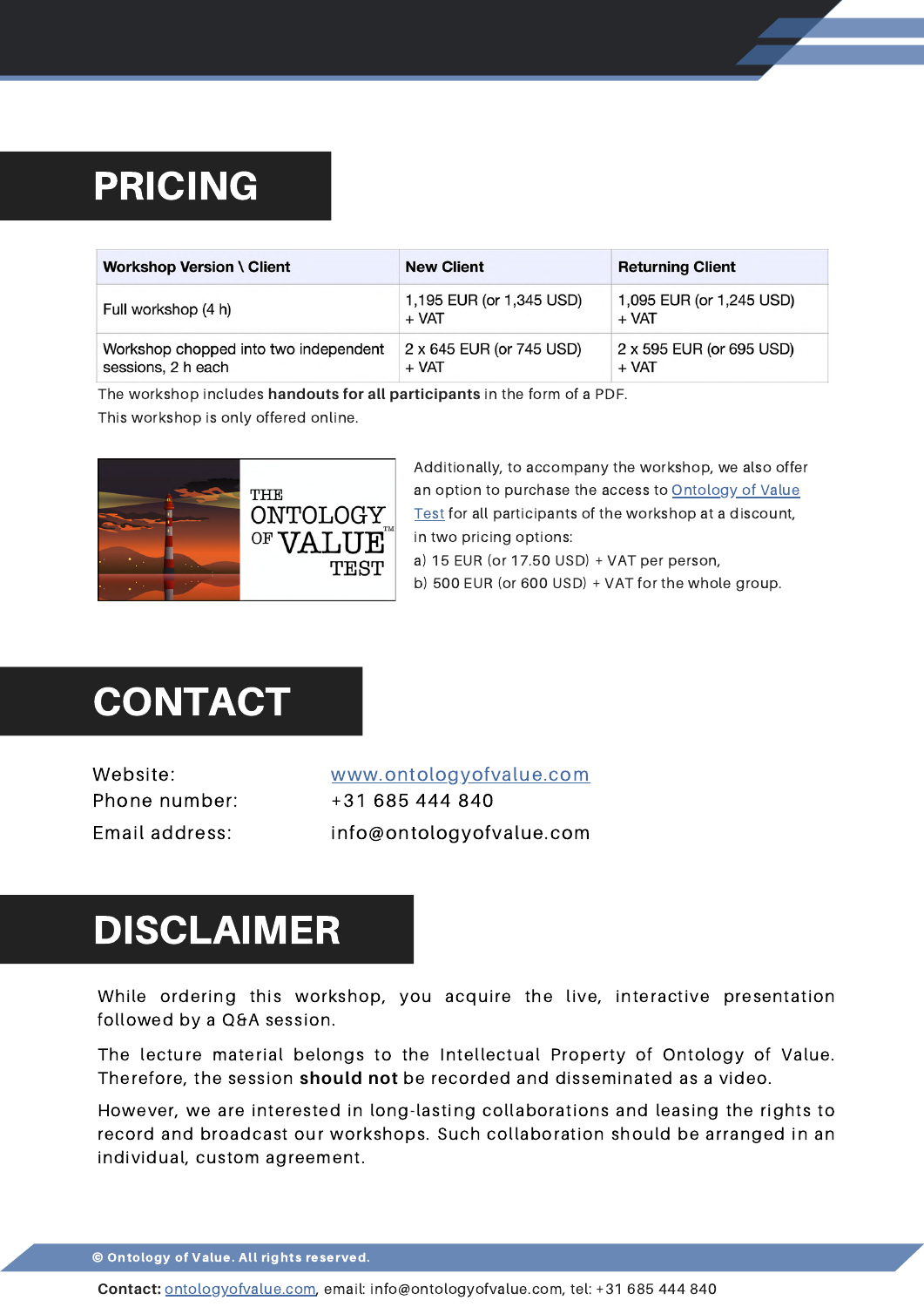# PRICING

| Workshop Version \ Client | New Client | Returning Client |
|---|---|---|
| Full workshop (4 h) | 1,195 EUR (or 1,345 USD) + VAT | 1,095 EUR (or 1,245 USD) + VAT |
| Workshop chopped into two independent sessions, 2 h each | 2 x 645 EUR (or 745 USD) + VAT | 2 x 595 EUR (or 695 USD) + VAT |

The workshop includes **handouts for all participants** in the form of a PDF.

This workshop is only offered online.

Additionally, to accompany the workshop, we also offer an option to purchase the access to Ontology of Value Test for all participants of the workshop at a discount, in two pricing options:

a) 15 EUR (or 17.50 USD) + VAT per person,

b) 500 EUR (or 600 USD) + VAT for the whole group.

# CONTACT

Website: www.ontologyofvalue.com

Phone number: +31 685 444 840

Email address: info@ontologyofvalue.com

# DISCLAIMER

While ordering this workshop, you acquire the live, interactive presentation followed by a Q&A session.

The lecture material belongs to the Intellectual Property of Ontology of Value. Therefore, the session **should not** be recorded and disseminated as a video.

However, we are interested in long-lasting collaborations and leasing the rights to record and broadcast our workshops. Such collaboration should be arranged in an individual, custom agreement.

**© Ontology of Value. All rights reserved.**

**Contact:** ontologyofvalue.com, email: info@ontologyofvalue.com, tel: +31 685 444 840